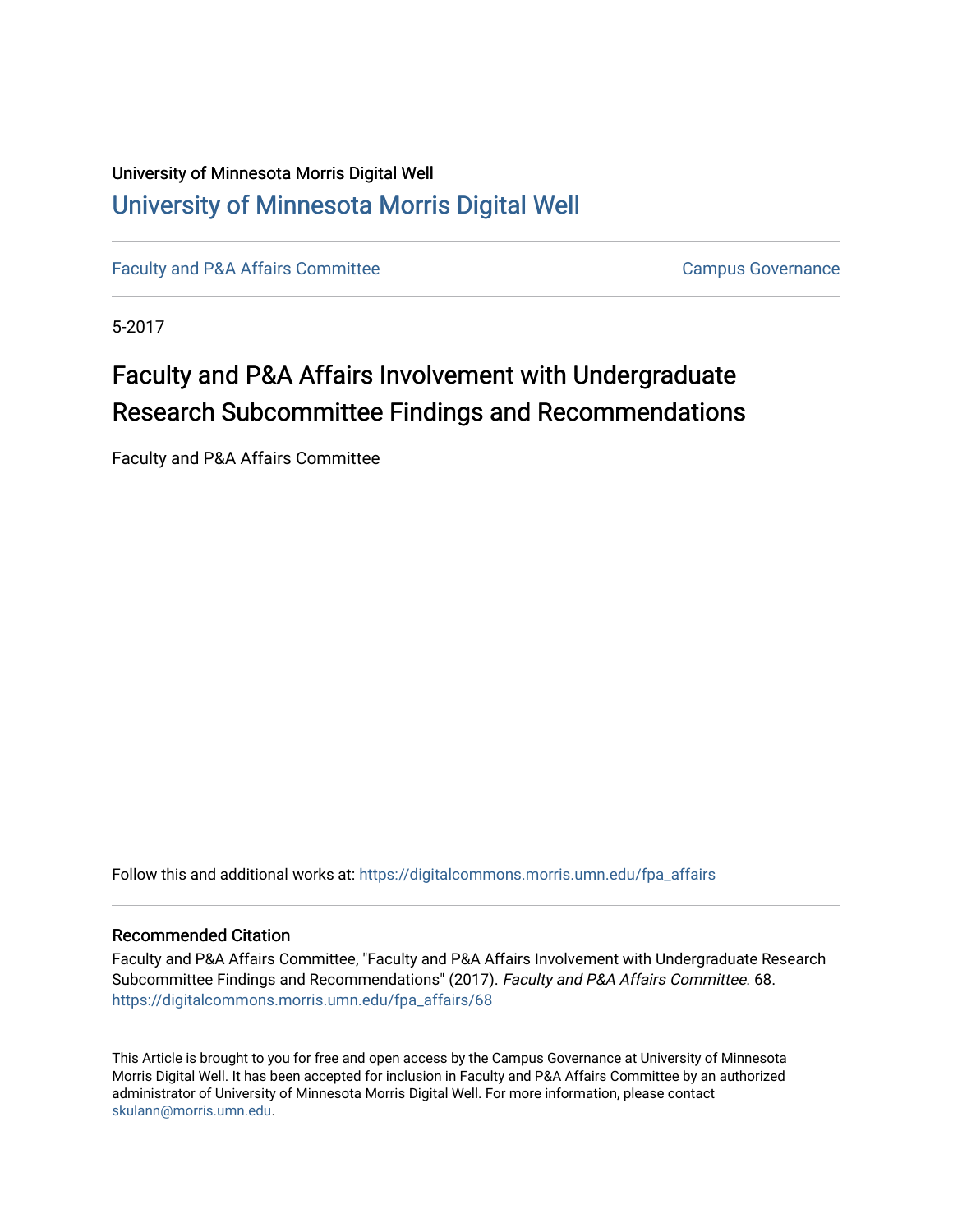University of Minnesota Morris Digital Well

# University of Minnesota Morris Digital Well

Faculty and P&A Affairs Committee

Campus Governance

5-2017

# Faculty and P&A Affairs Involvement with Undergraduate Research Subcommittee Findings and Recommendations

Faculty and P&A Affairs Committee

Follow this and additional works at: https://digitalcommons.morris.umn.edu/fpa_affairs

## Recommended Citation

Faculty and P&A Affairs Committee, "Faculty and P&A Affairs Involvement with Undergraduate Research Subcommittee Findings and Recommendations" (2017). *Faculty and P&A Affairs Committee*. 68.
https://digitalcommons.morris.umn.edu/fpa_affairs/68

This Article is brought to you for free and open access by the Campus Governance at University of Minnesota Morris Digital Well. It has been accepted for inclusion in Faculty and P&A Affairs Committee by an authorized administrator of University of Minnesota Morris Digital Well. For more information, please contact skulann@morris.umn.edu.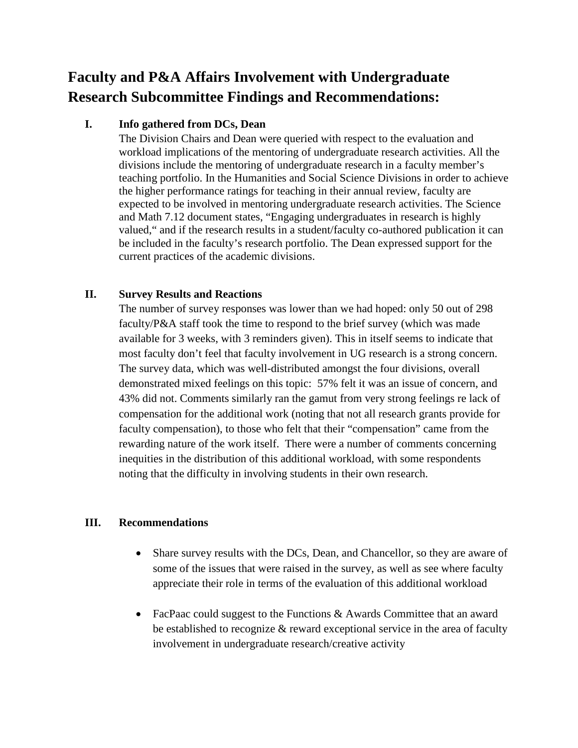# Faculty and P&A Affairs Involvement with Undergraduate Research Subcommittee Findings and Recommendations:

## I. Info gathered from DCs, Dean

The Division Chairs and Dean were queried with respect to the evaluation and workload implications of the mentoring of undergraduate research activities. All the divisions include the mentoring of undergraduate research in a faculty member's teaching portfolio. In the Humanities and Social Science Divisions in order to achieve the higher performance ratings for teaching in their annual review, faculty are expected to be involved in mentoring undergraduate research activities. The Science and Math 7.12 document states, "Engaging undergraduates in research is highly valued," and if the research results in a student/faculty co-authored publication it can be included in the faculty's research portfolio. The Dean expressed support for the current practices of the academic divisions.

## II. Survey Results and Reactions

The number of survey responses was lower than we had hoped: only 50 out of 298 faculty/P&A staff took the time to respond to the brief survey (which was made available for 3 weeks, with 3 reminders given). This in itself seems to indicate that most faculty don't feel that faculty involvement in UG research is a strong concern. The survey data, which was well-distributed amongst the four divisions, overall demonstrated mixed feelings on this topic: 57% felt it was an issue of concern, and 43% did not. Comments similarly ran the gamut from very strong feelings re lack of compensation for the additional work (noting that not all research grants provide for faculty compensation), to those who felt that their "compensation" came from the rewarding nature of the work itself. There were a number of comments concerning inequities in the distribution of this additional workload, with some respondents noting that the difficulty in involving students in their own research.

## III. Recommendations

- Share survey results with the DCs, Dean, and Chancellor, so they are aware of some of the issues that were raised in the survey, as well as see where faculty appreciate their role in terms of the evaluation of this additional workload
- FacPaac could suggest to the Functions & Awards Committee that an award be established to recognize & reward exceptional service in the area of faculty involvement in undergraduate research/creative activity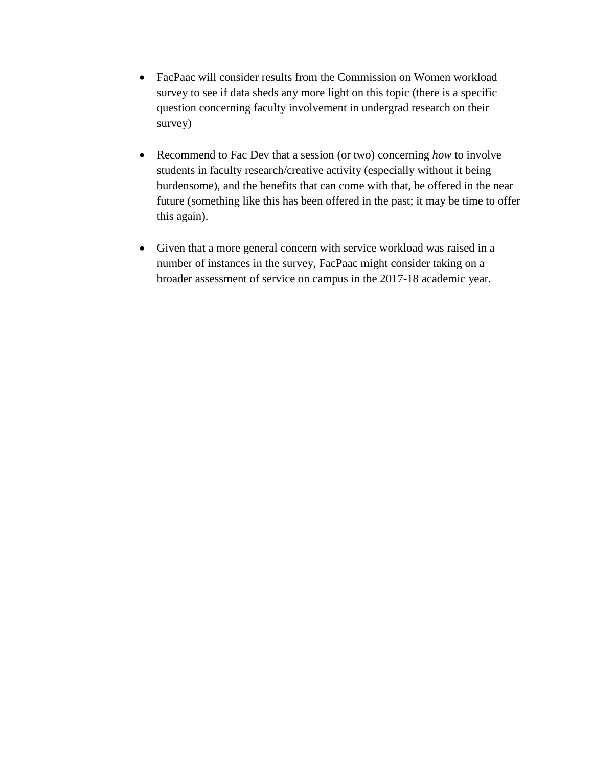- FacPaac will consider results from the Commission on Women workload survey to see if data sheds any more light on this topic (there is a specific question concerning faculty involvement in undergrad research on their survey)

- Recommend to Fac Dev that a session (or two) concerning *how* to involve students in faculty research/creative activity (especially without it being burdensome), and the benefits that can come with that, be offered in the near future (something like this has been offered in the past; it may be time to offer this again).

- Given that a more general concern with service workload was raised in a number of instances in the survey, FacPaac might consider taking on a broader assessment of service on campus in the 2017-18 academic year.